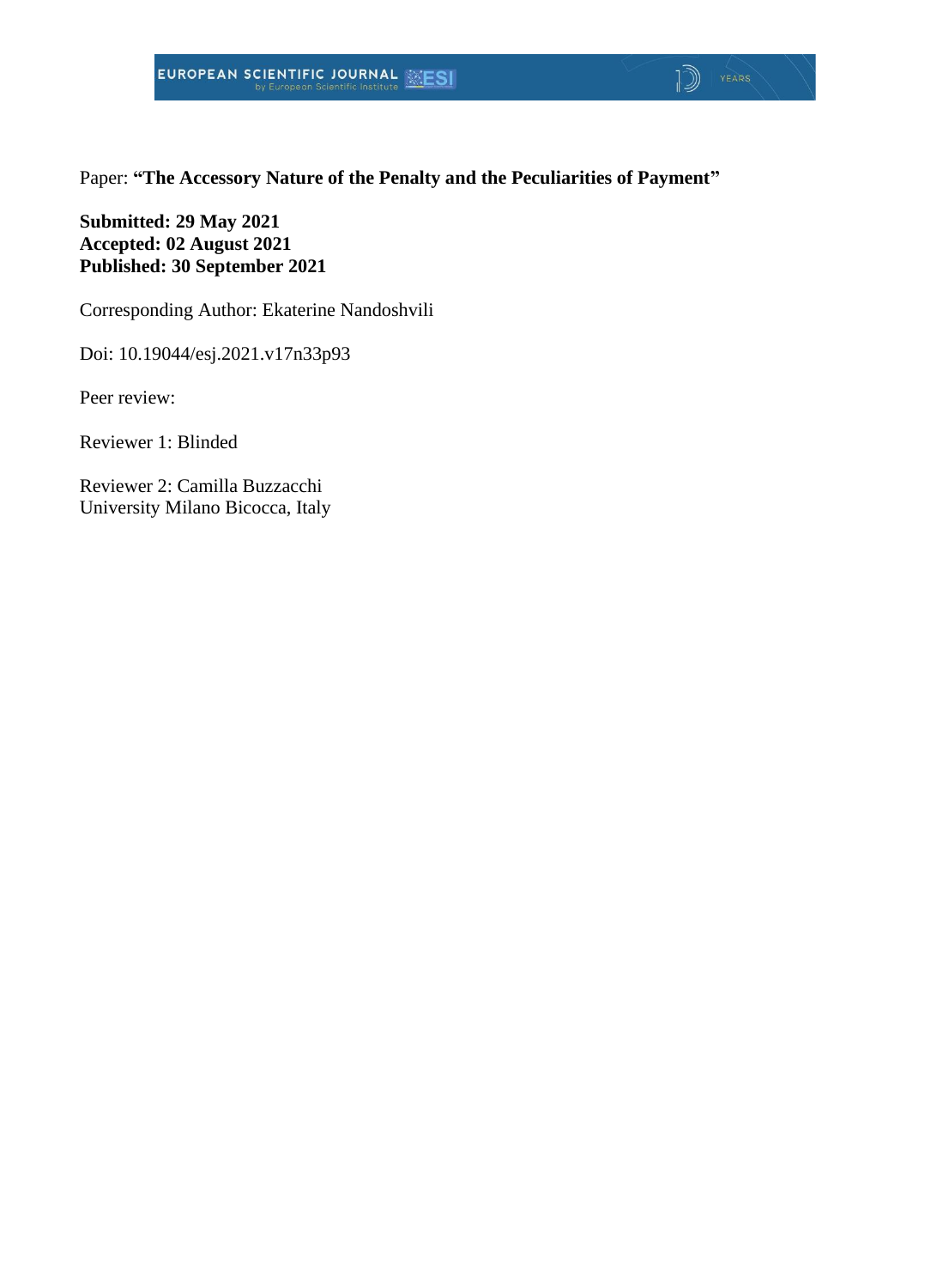Paper: **"The Accessory Nature of the Penalty and the Peculiarities of Payment"**

**Submitted: 29 May 2021**
**Accepted: 02 August 2021**
**Published: 30 September 2021**

Corresponding Author: Ekaterine Nandoshvili

Doi: 10.19044/esj.2021.v17n33p93

Peer review:

Reviewer 1: Blinded

Reviewer 2: Camilla Buzzacchi
University Milano Bicocca, Italy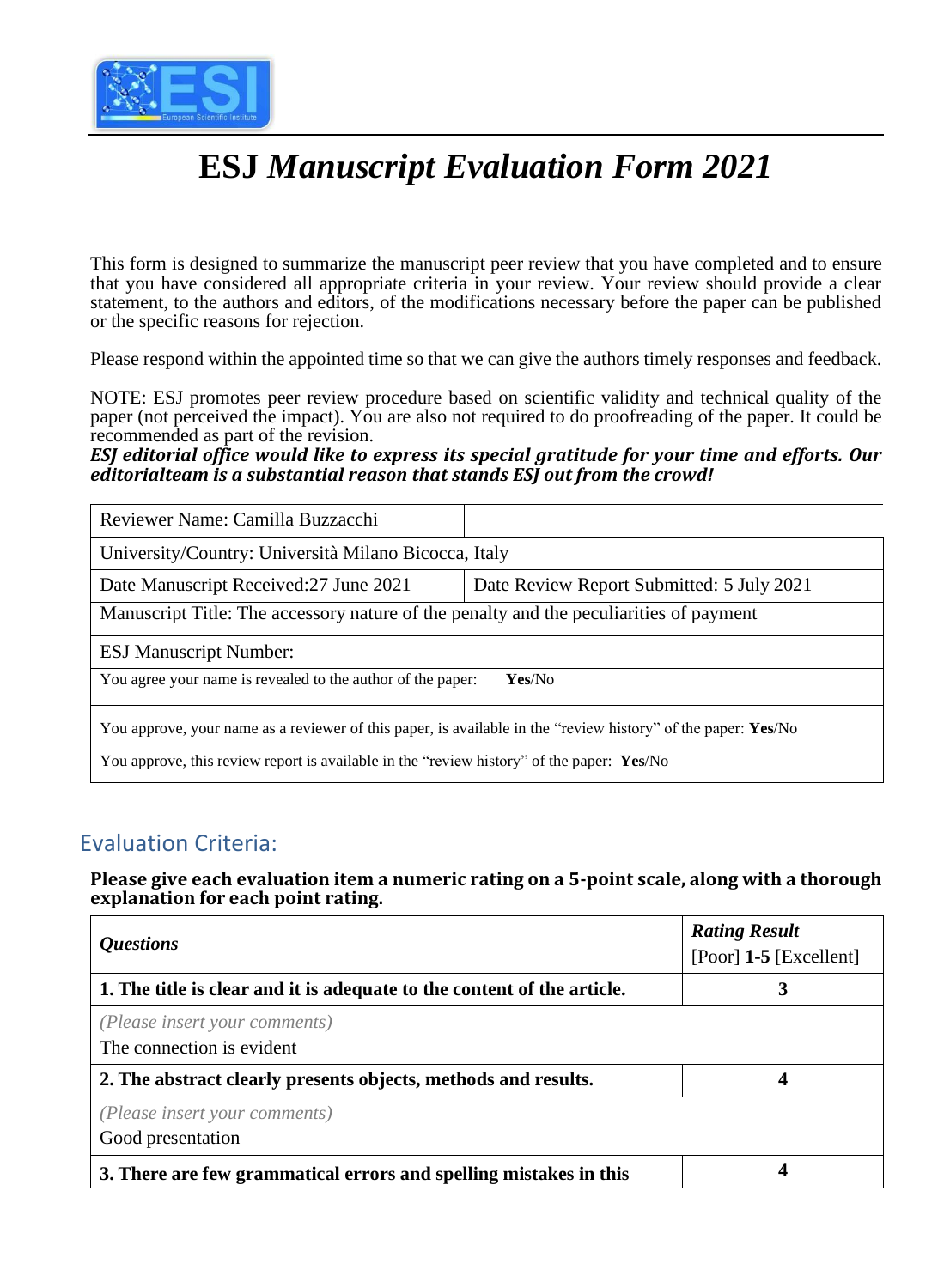# ESJ *Manuscript Evaluation Form 2021*

This form is designed to summarize the manuscript peer review that you have completed and to ensure that you have considered all appropriate criteria in your review. Your review should provide a clear statement, to the authors and editors, of the modifications necessary before the paper can be published or the specific reasons for rejection.

Please respond within the appointed time so that we can give the authors timely responses and feedback.

NOTE: ESJ promotes peer review procedure based on scientific validity and technical quality of the paper (not perceived the impact). You are also not required to do proofreading of the paper. It could be recommended as part of the revision.

***ESJ editorial office would like to express its special gratitude for your time and efforts. Our editorialteam is a substantial reason that stands ESJ out from the crowd!***

| Reviewer Name: Camilla Buzzacchi | |
|---|---|
| University/Country: Università Milano Bicocca, Italy | |
| Date Manuscript Received:27 June 2021 | Date Review Report Submitted: 5 July 2021 |
| Manuscript Title: The accessory nature of the penalty and the peculiarities of payment | |
| ESJ Manuscript Number: | |
| You agree your name is revealed to the author of the paper: **Yes**/No | |
| You approve, your name as a reviewer of this paper, is available in the "review history" of the paper: **Yes**/No<br>You approve, this review report is available in the "review history" of the paper: **Yes**/No | |

## Evaluation Criteria:

**Please give each evaluation item a numeric rating on a 5-point scale, along with a thorough explanation for each point rating.**

| ***Questions*** | ***Rating Result*** [Poor] **1-5** [Excellent] |
|---|---|
| **1. The title is clear and it is adequate to the content of the article.** | **3** |
| *(Please insert your comments)*<br>The connection is evident | |
| **2. The abstract clearly presents objects, methods and results.** | **4** |
| *(Please insert your comments)*<br>Good presentation | |
| **3. There are few grammatical errors and spelling mistakes in this** | **4** |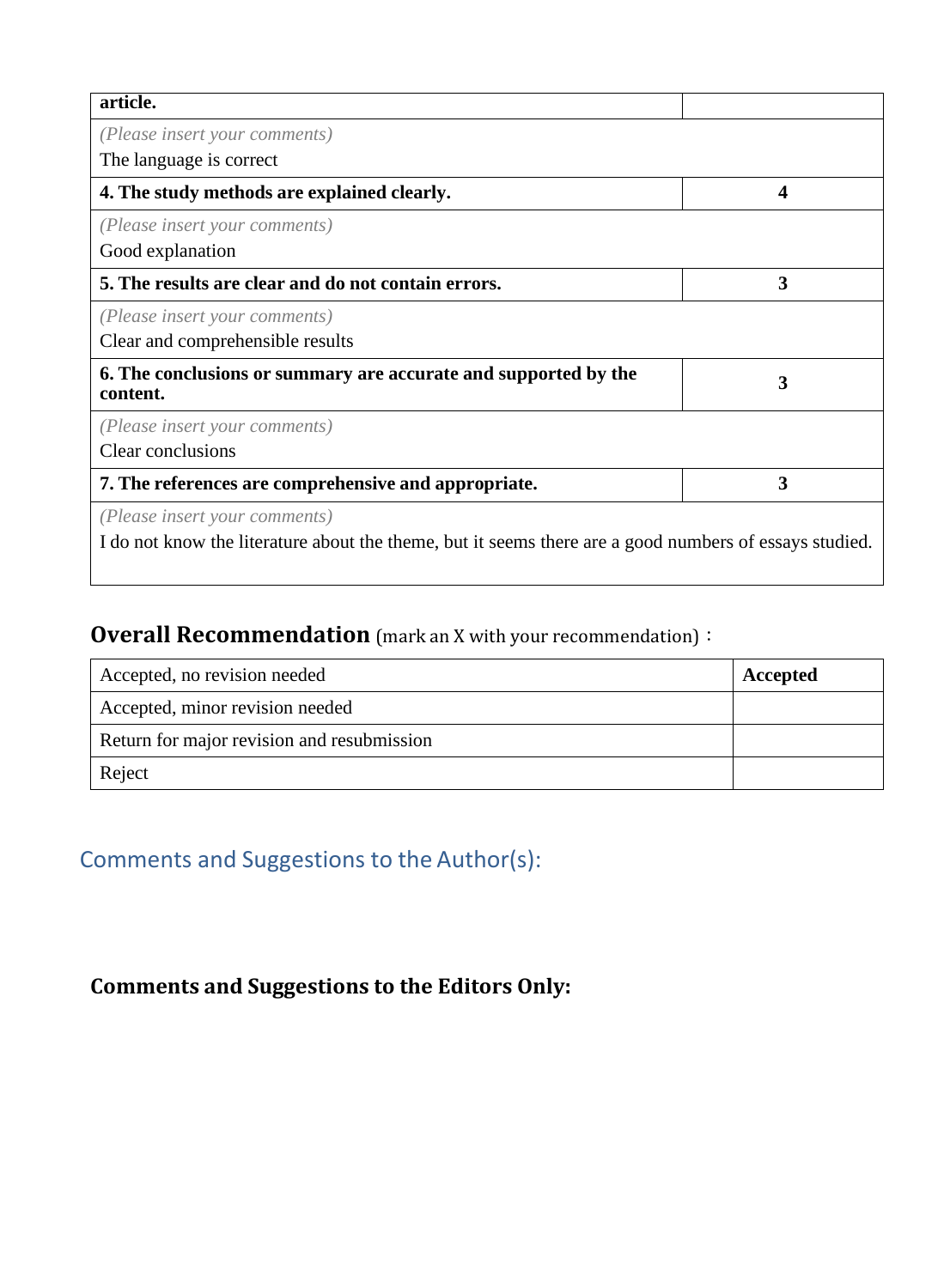| | |
|---|---|
| **article.** | |
| *(Please insert your comments)* The language is correct | |
| **4. The study methods are explained clearly.** | **4** |
| *(Please insert your comments)* Good explanation | |
| **5. The results are clear and do not contain errors.** | **3** |
| *(Please insert your comments)* Clear and comprehensible results | |
| **6. The conclusions or summary are accurate and supported by the content.** | **3** |
| *(Please insert your comments)* Clear conclusions | |
| **7. The references are comprehensive and appropriate.** | **3** |
| *(Please insert your comments)* I do not know the literature about the theme, but it seems there are a good numbers of essays studied. | |

## Overall Recommendation (mark an X with your recommendation)：

| | |
|---|---|
| Accepted, no revision needed | **Accepted** |
| Accepted, minor revision needed | |
| Return for major revision and resubmission | |
| Reject | |

## Comments and Suggestions to the Author(s):

## Comments and Suggestions to the Editors Only: